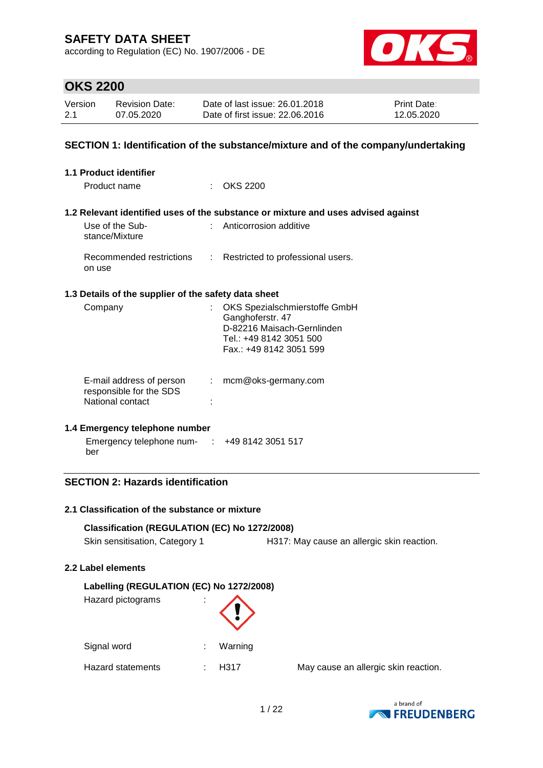# SAFETY DATA SHEET

according to Regulation (EC) No. 1907/2006 - DE

## OKS 2200

| Version | Revision Date: | Date of last issue: 26.01.2018 | Print Date: |
|---|---|---|---|
| 2.1 | 07.05.2020 | Date of first issue: 22.06.2016 | 12.05.2020 |

## SECTION 1: Identification of the substance/mixture and of the company/undertaking

### 1.1 Product identifier

Product name : OKS 2200

### 1.2 Relevant identified uses of the substance or mixture and uses advised against

Use of the Substance/Mixture : Anticorrosion additive

Recommended restrictions on use : Restricted to professional users.

### 1.3 Details of the supplier of the safety data sheet

Company : OKS Spezialschmierstoffe GmbH
Ganghoferstr. 47
D-82216 Maisach-Gernlinden
Tel.: +49 8142 3051 500
Fax.: +49 8142 3051 599

E-mail address of person responsible for the SDS : mcm@oks-germany.com

National contact :

### 1.4 Emergency telephone number

Emergency telephone number : +49 8142 3051 517

## SECTION 2: Hazards identification

### 2.1 Classification of the substance or mixture

**Classification (REGULATION (EC) No 1272/2008)**

Skin sensitisation, Category 1 H317: May cause an allergic skin reaction.

### 2.2 Label elements

**Labelling (REGULATION (EC) No 1272/2008)**

Hazard pictograms :

Signal word : Warning

Hazard statements : H317 May cause an allergic skin reaction.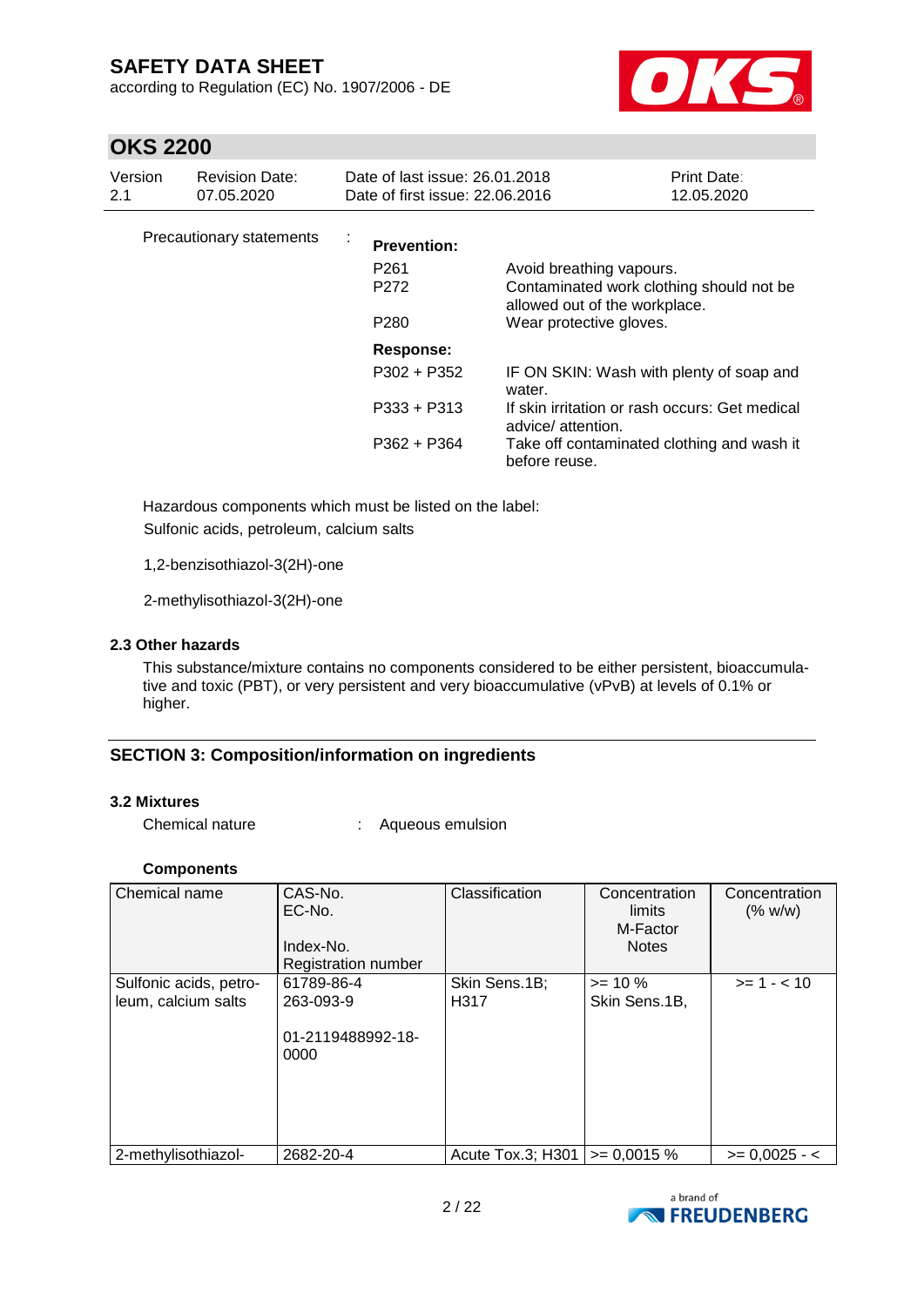Precautionary statements :

**Prevention:**

| | |
|---|---|
| P261 | Avoid breathing vapours. |
| P272 | Contaminated work clothing should not be allowed out of the workplace. |
| P280 | Wear protective gloves. |

**Response:**

| | |
|---|---|
| P302 + P352 | IF ON SKIN: Wash with plenty of soap and water. |
| P333 + P313 | If skin irritation or rash occurs: Get medical advice/ attention. |
| P362 + P364 | Take off contaminated clothing and wash it before reuse. |

Hazardous components which must be listed on the label:
Sulfonic acids, petroleum, calcium salts

1,2-benzisothiazol-3(2H)-one

2-methylisothiazol-3(2H)-one

### 2.3 Other hazards

This substance/mixture contains no components considered to be either persistent, bioaccumulative and toxic (PBT), or very persistent and very bioaccumulative (vPvB) at levels of 0.1% or higher.

## SECTION 3: Composition/information on ingredients

### 3.2 Mixtures

Chemical nature : Aqueous emulsion

**Components**

| Chemical name | CAS-No.<br>EC-No.<br>Index-No.<br>Registration number | Classification | Concentration limits<br>M-Factor<br>Notes | Concentration (% w/w) |
|---|---|---|---|---|
| Sulfonic acids, petroleum, calcium salts | 61789-86-4<br>263-093-9<br><br>01-2119488992-18-0000 | Skin Sens.1B; H317 | >= 10 %<br>Skin Sens.1B, | >= 1 - < 10 |
| 2-methylisothiazol- | 2682-20-4 | Acute Tox.3; H301 | >= 0,0015 % | >= 0,0025 - < |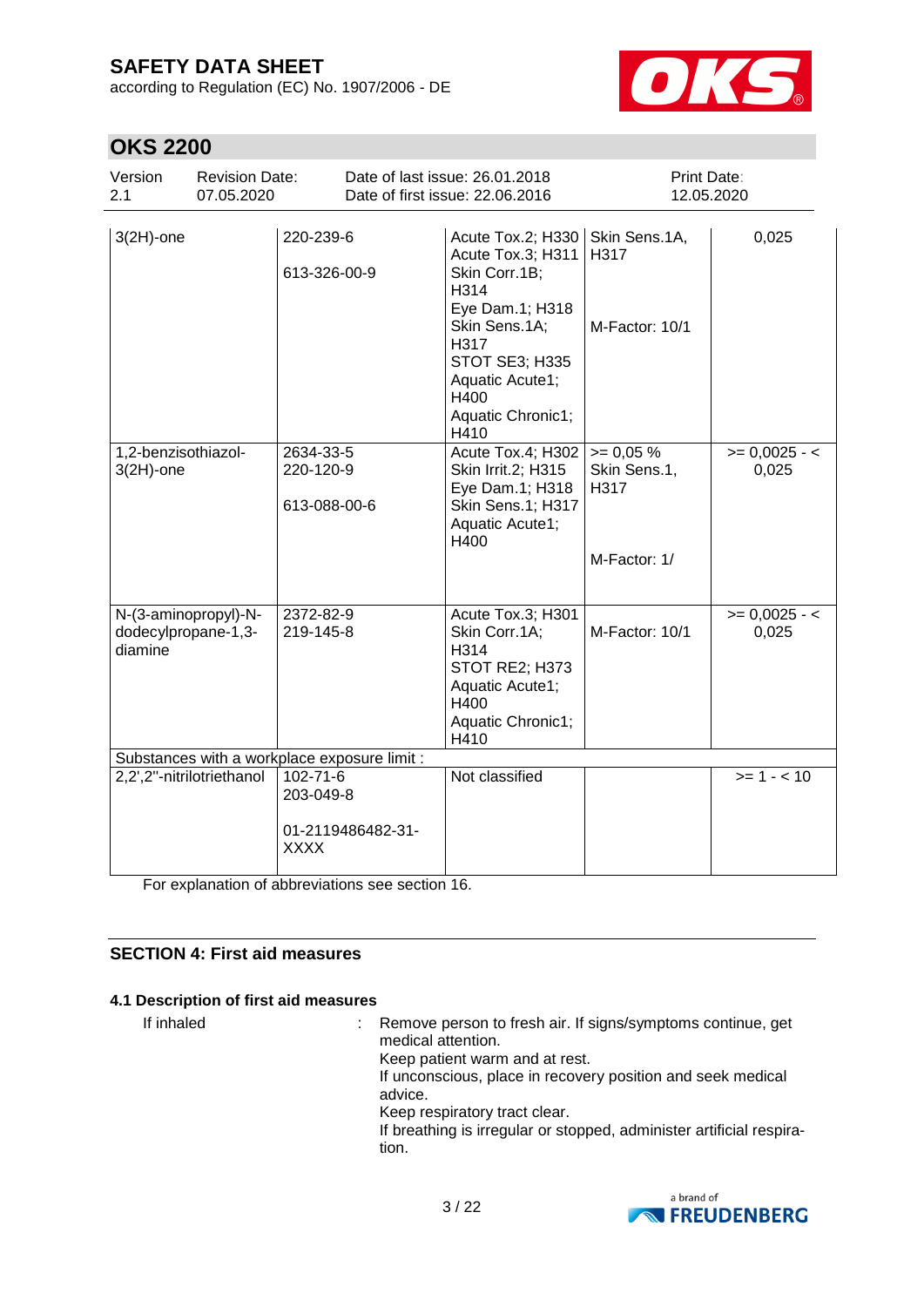| | | | | |
|---|---|---|---|---|
| 3(2H)-one | 220-239-6<br><br>613-326-00-9 | Acute Tox.2; H330<br>Acute Tox.3; H311<br>Skin Corr.1B; H314<br>Eye Dam.1; H318<br>Skin Sens.1A; H317<br>STOT SE3; H335<br>Aquatic Acute1; H400<br>Aquatic Chronic1; H410 | Skin Sens.1A, H317<br><br>M-Factor: 10/1 | 0,025 |
| 1,2-benzisothiazol-3(2H)-one | 2634-33-5<br>220-120-9<br><br>613-088-00-6 | Acute Tox.4; H302<br>Skin Irrit.2; H315<br>Eye Dam.1; H318<br>Skin Sens.1; H317<br>Aquatic Acute1; H400 | >= 0,05 %<br>Skin Sens.1, H317<br><br>M-Factor: 1/ | >= 0,0025 - < 0,025 |
| N-(3-aminopropyl)-N-dodecylpropane-1,3-diamine | 2372-82-9<br>219-145-8 | Acute Tox.3; H301<br>Skin Corr.1A; H314<br>STOT RE2; H373<br>Aquatic Acute1; H400<br>Aquatic Chronic1; H410 | M-Factor: 10/1 | >= 0,0025 - < 0,025 |
| Substances with a workplace exposure limit : | | | | |
| 2,2',2''-nitrilotriethanol | 102-71-6<br>203-049-8<br><br>01-2119486482-31-XXXX | Not classified | | >= 1 - < 10 |

For explanation of abbreviations see section 16.

## SECTION 4: First aid measures

### 4.1 Description of first aid measures

If inhaled : Remove person to fresh air. If signs/symptoms continue, get medical attention.
Keep patient warm and at rest.
If unconscious, place in recovery position and seek medical advice.
Keep respiratory tract clear.
If breathing is irregular or stopped, administer artificial respiration.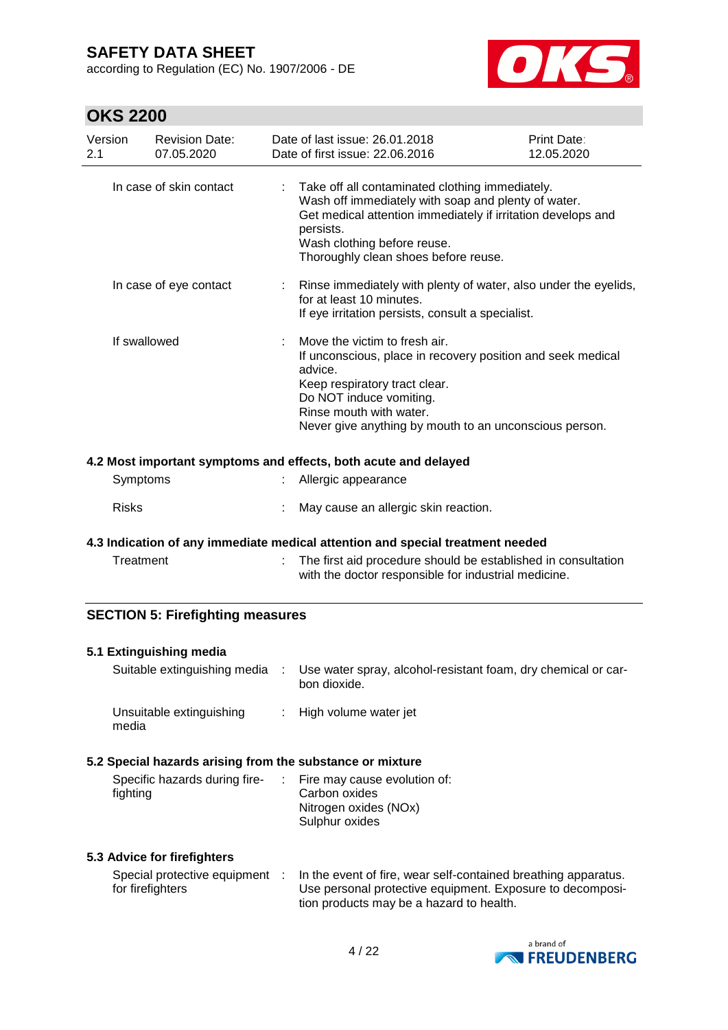| | |
|---|---|
| In case of skin contact | : Take off all contaminated clothing immediately.<br>Wash off immediately with soap and plenty of water.<br>Get medical attention immediately if irritation develops and persists.<br>Wash clothing before reuse.<br>Thoroughly clean shoes before reuse. |
| In case of eye contact | : Rinse immediately with plenty of water, also under the eyelids, for at least 10 minutes.<br>If eye irritation persists, consult a specialist. |
| If swallowed | : Move the victim to fresh air.<br>If unconscious, place in recovery position and seek medical advice.<br>Keep respiratory tract clear.<br>Do NOT induce vomiting.<br>Rinse mouth with water.<br>Never give anything by mouth to an unconscious person. |

### 4.2 Most important symptoms and effects, both acute and delayed

| | |
|---|---|
| Symptoms | : Allergic appearance |
| Risks | : May cause an allergic skin reaction. |

### 4.3 Indication of any immediate medical attention and special treatment needed

| | |
|---|---|
| Treatment | : The first aid procedure should be established in consultation with the doctor responsible for industrial medicine. |

## SECTION 5: Firefighting measures

### 5.1 Extinguishing media

| | |
|---|---|
| Suitable extinguishing media | : Use water spray, alcohol-resistant foam, dry chemical or carbon dioxide. |
| Unsuitable extinguishing media | : High volume water jet |

### 5.2 Special hazards arising from the substance or mixture

| | |
|---|---|
| Specific hazards during firefighting | : Fire may cause evolution of:<br>Carbon oxides<br>Nitrogen oxides (NOx)<br>Sulphur oxides |

### 5.3 Advice for firefighters

| | |
|---|---|
| Special protective equipment for firefighters | : In the event of fire, wear self-contained breathing apparatus.<br>Use personal protective equipment. Exposure to decomposition products may be a hazard to health. |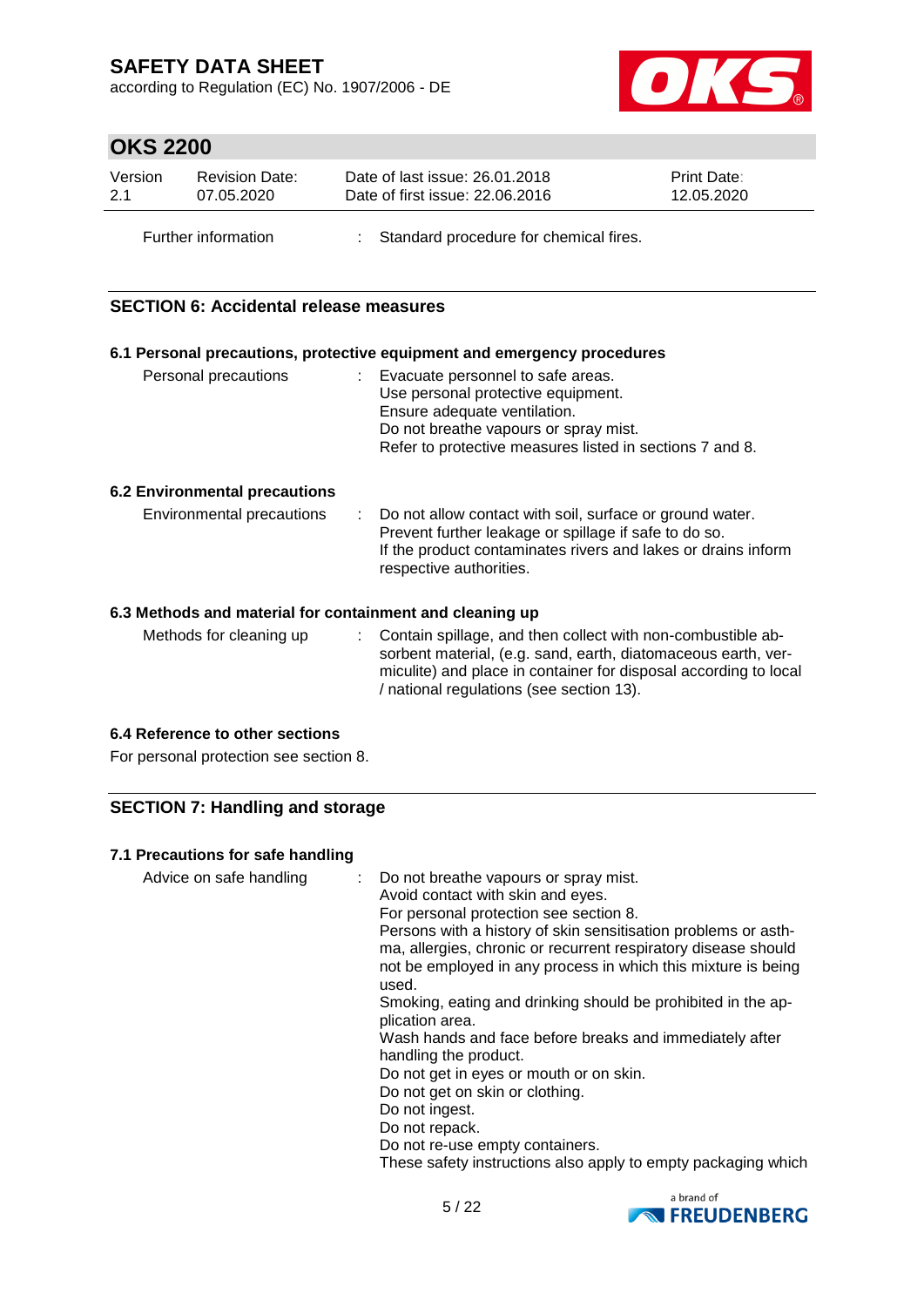Further information : Standard procedure for chemical fires.

## SECTION 6: Accidental release measures

### 6.1 Personal precautions, protective equipment and emergency procedures

Personal precautions : Evacuate personnel to safe areas.
Use personal protective equipment.
Ensure adequate ventilation.
Do not breathe vapours or spray mist.
Refer to protective measures listed in sections 7 and 8.

### 6.2 Environmental precautions

Environmental precautions : Do not allow contact with soil, surface or ground water.
Prevent further leakage or spillage if safe to do so.
If the product contaminates rivers and lakes or drains inform respective authorities.

### 6.3 Methods and material for containment and cleaning up

Methods for cleaning up : Contain spillage, and then collect with non-combustible absorbent material, (e.g. sand, earth, diatomaceous earth, vermiculite) and place in container for disposal according to local / national regulations (see section 13).

### 6.4 Reference to other sections

For personal protection see section 8.

## SECTION 7: Handling and storage

### 7.1 Precautions for safe handling

Advice on safe handling : Do not breathe vapours or spray mist.
Avoid contact with skin and eyes.
For personal protection see section 8.
Persons with a history of skin sensitisation problems or asthma, allergies, chronic or recurrent respiratory disease should not be employed in any process in which this mixture is being used.
Smoking, eating and drinking should be prohibited in the application area.
Wash hands and face before breaks and immediately after handling the product.
Do not get in eyes or mouth or on skin.
Do not get on skin or clothing.
Do not ingest.
Do not repack.
Do not re-use empty containers.
These safety instructions also apply to empty packaging which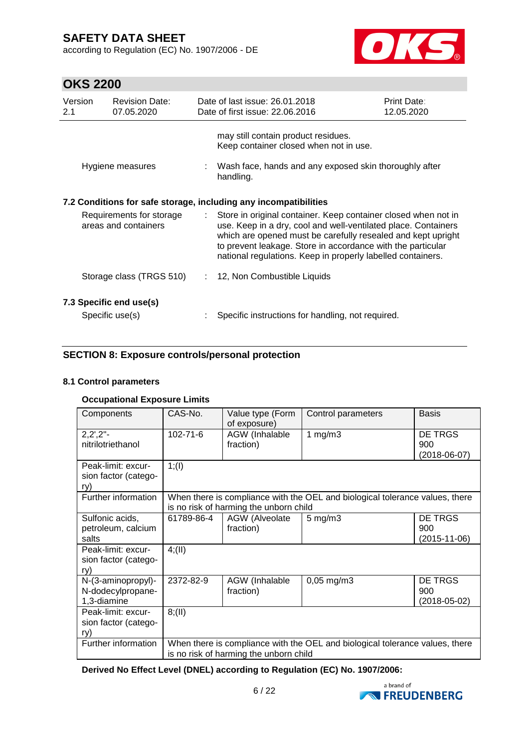may still contain product residues.
Keep container closed when not in use.

Hygiene measures : Wash face, hands and any exposed skin thoroughly after handling.

### 7.2 Conditions for safe storage, including any incompatibilities

Requirements for storage areas and containers : Store in original container. Keep container closed when not in use. Keep in a dry, cool and well-ventilated place. Containers which are opened must be carefully resealed and kept upright to prevent leakage. Store in accordance with the particular national regulations. Keep in properly labelled containers.

Storage class (TRGS 510) : 12, Non Combustible Liquids

### 7.3 Specific end use(s)

Specific use(s) : Specific instructions for handling, not required.

## SECTION 8: Exposure controls/personal protection

### 8.1 Control parameters

**Occupational Exposure Limits**

| Components | CAS-No. | Value type (Form of exposure) | Control parameters | Basis |
|---|---|---|---|---|
| 2,2',2''-nitrilotriethanol | 102-71-6 | AGW (Inhalable fraction) | 1 mg/m3 | DE TRGS 900 (2018-06-07) |
| Peak-limit: excursion factor (category) | 1;(I) | | | |
| Further information | When there is compliance with the OEL and biological tolerance values, there is no risk of harming the unborn child | | | |
| Sulfonic acids, petroleum, calcium salts | 61789-86-4 | AGW (Alveolate fraction) | 5 mg/m3 | DE TRGS 900 (2015-11-06) |
| Peak-limit: excursion factor (category) | 4;(II) | | | |
| N-(3-aminopropyl)-N-dodecylpropane-1,3-diamine | 2372-82-9 | AGW (Inhalable fraction) | 0,05 mg/m3 | DE TRGS 900 (2018-05-02) |
| Peak-limit: excursion factor (category) | 8;(II) | | | |
| Further information | When there is compliance with the OEL and biological tolerance values, there is no risk of harming the unborn child | | | |

**Derived No Effect Level (DNEL) according to Regulation (EC) No. 1907/2006:**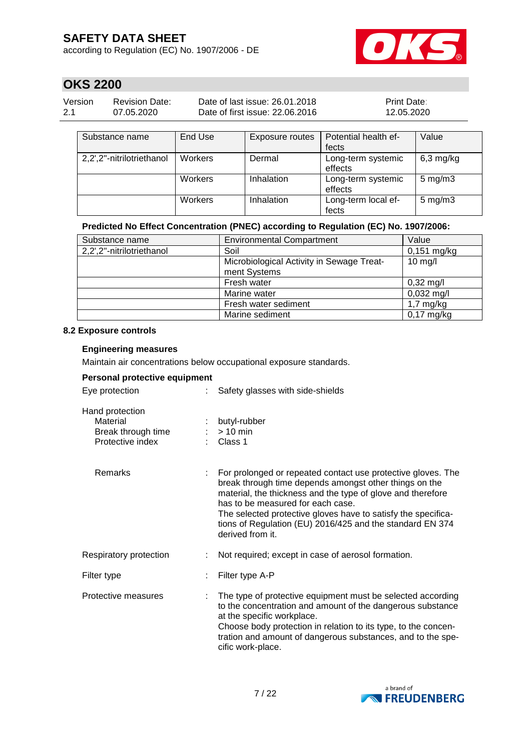| Substance name | End Use | Exposure routes | Potential health effects | Value |
|---|---|---|---|---|
| 2,2',2''-nitrilotriethanol | Workers | Dermal | Long-term systemic effects | 6,3 mg/kg |
| | Workers | Inhalation | Long-term systemic effects | 5 mg/m3 |
| | Workers | Inhalation | Long-term local effects | 5 mg/m3 |

**Predicted No Effect Concentration (PNEC) according to Regulation (EC) No. 1907/2006:**

| Substance name | Environmental Compartment | Value |
|---|---|---|
| 2,2',2''-nitrilotriethanol | Soil | 0,151 mg/kg |
| | Microbiological Activity in Sewage Treatment Systems | 10 mg/l |
| | Fresh water | 0,32 mg/l |
| | Marine water | 0,032 mg/l |
| | Fresh water sediment | 1,7 mg/kg |
| | Marine sediment | 0,17 mg/kg |

### 8.2 Exposure controls

**Engineering measures**

Maintain air concentrations below occupational exposure standards.

**Personal protective equipment**

Eye protection : Safety glasses with side-shields

Hand protection
- Material : butyl-rubber
- Break through time : > 10 min
- Protective index : Class 1

Remarks : For prolonged or repeated contact use protective gloves. The break through time depends amongst other things on the material, the thickness and the type of glove and therefore has to be measured for each case.
The selected protective gloves have to satisfy the specifications of Regulation (EU) 2016/425 and the standard EN 374 derived from it.

Respiratory protection : Not required; except in case of aerosol formation.

Filter type : Filter type A-P

Protective measures : The type of protective equipment must be selected according to the concentration and amount of the dangerous substance at the specific workplace.
Choose body protection in relation to its type, to the concentration and amount of dangerous substances, and to the specific work-place.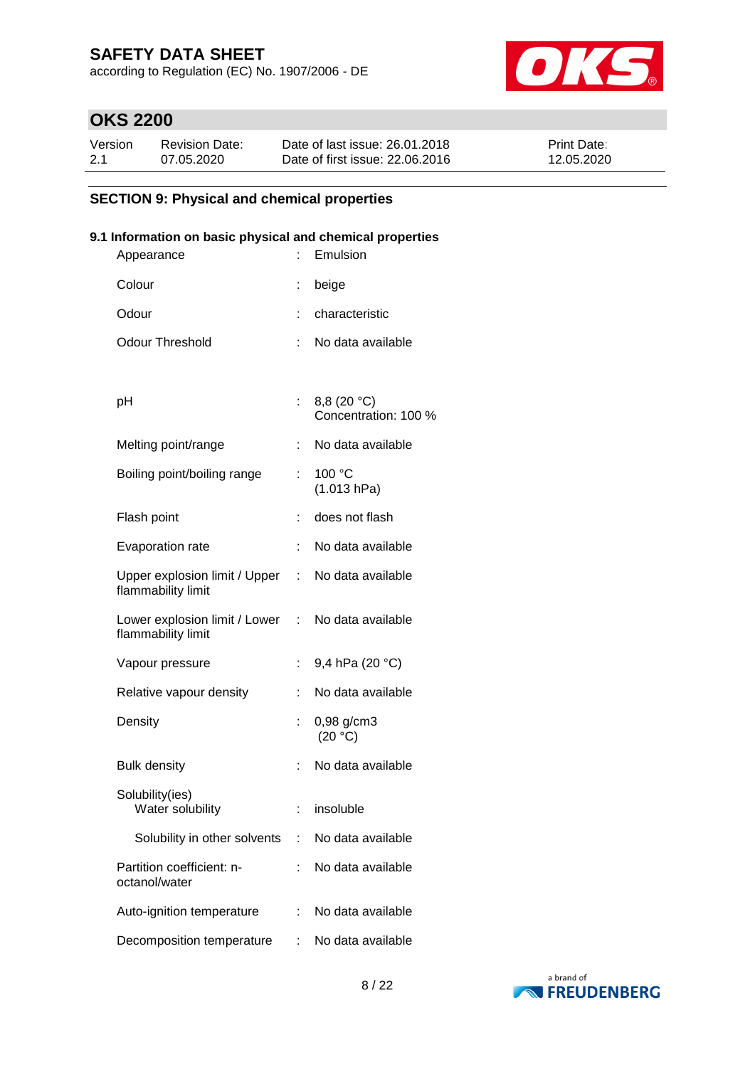## SECTION 9: Physical and chemical properties

### 9.1 Information on basic physical and chemical properties

| Property | | Value |
|---|---|---|
| Appearance | : | Emulsion |
| Colour | : | beige |
| Odour | : | characteristic |
| Odour Threshold | : | No data available |
| pH | : | 8,8 (20 °C)<br>Concentration: 100 % |
| Melting point/range | : | No data available |
| Boiling point/boiling range | : | 100 °C<br>(1.013 hPa) |
| Flash point | : | does not flash |
| Evaporation rate | : | No data available |
| Upper explosion limit / Upper flammability limit | : | No data available |
| Lower explosion limit / Lower flammability limit | : | No data available |
| Vapour pressure | : | 9,4 hPa (20 °C) |
| Relative vapour density | : | No data available |
| Density | : | 0,98 g/cm3<br>(20 °C) |
| Bulk density | : | No data available |
| Solubility(ies)<br>Water solubility | : | insoluble |
| Solubility in other solvents | : | No data available |
| Partition coefficient: n-octanol/water | : | No data available |
| Auto-ignition temperature | : | No data available |
| Decomposition temperature | : | No data available |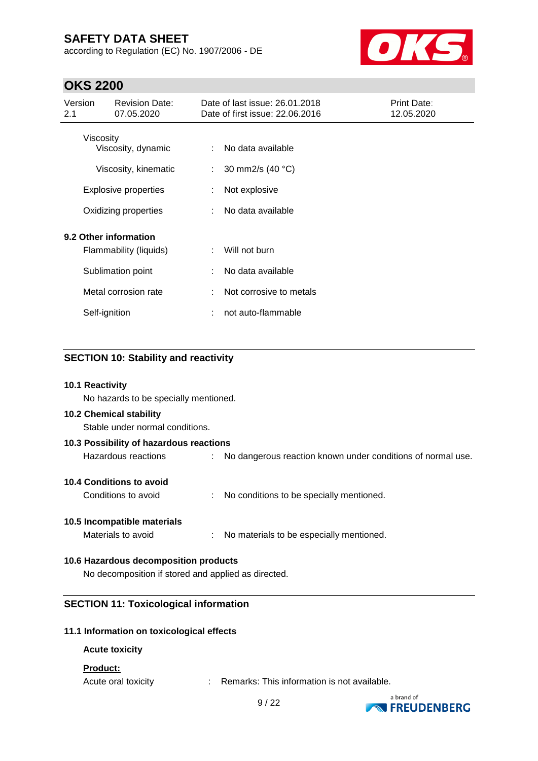Viscosity

| | | |
|---|---|---|
| Viscosity, dynamic | : | No data available |
| Viscosity, kinematic | : | 30 mm2/s (40 °C) |
| Explosive properties | : | Not explosive |
| Oxidizing properties | : | No data available |

**9.2 Other information**

| | | |
|---|---|---|
| Flammability (liquids) | : | Will not burn |
| Sublimation point | : | No data available |
| Metal corrosion rate | : | Not corrosive to metals |
| Self-ignition | : | not auto-flammable |

## SECTION 10: Stability and reactivity

**10.1 Reactivity**

No hazards to be specially mentioned.

**10.2 Chemical stability**

Stable under normal conditions.

**10.3 Possibility of hazardous reactions**

Hazardous reactions : No dangerous reaction known under conditions of normal use.

**10.4 Conditions to avoid**

Conditions to avoid : No conditions to be specially mentioned.

**10.5 Incompatible materials**

Materials to avoid : No materials to be especially mentioned.

**10.6 Hazardous decomposition products**

No decomposition if stored and applied as directed.

## SECTION 11: Toxicological information

**11.1 Information on toxicological effects**

**Acute toxicity**

**Product:**

Acute oral toxicity : Remarks: This information is not available.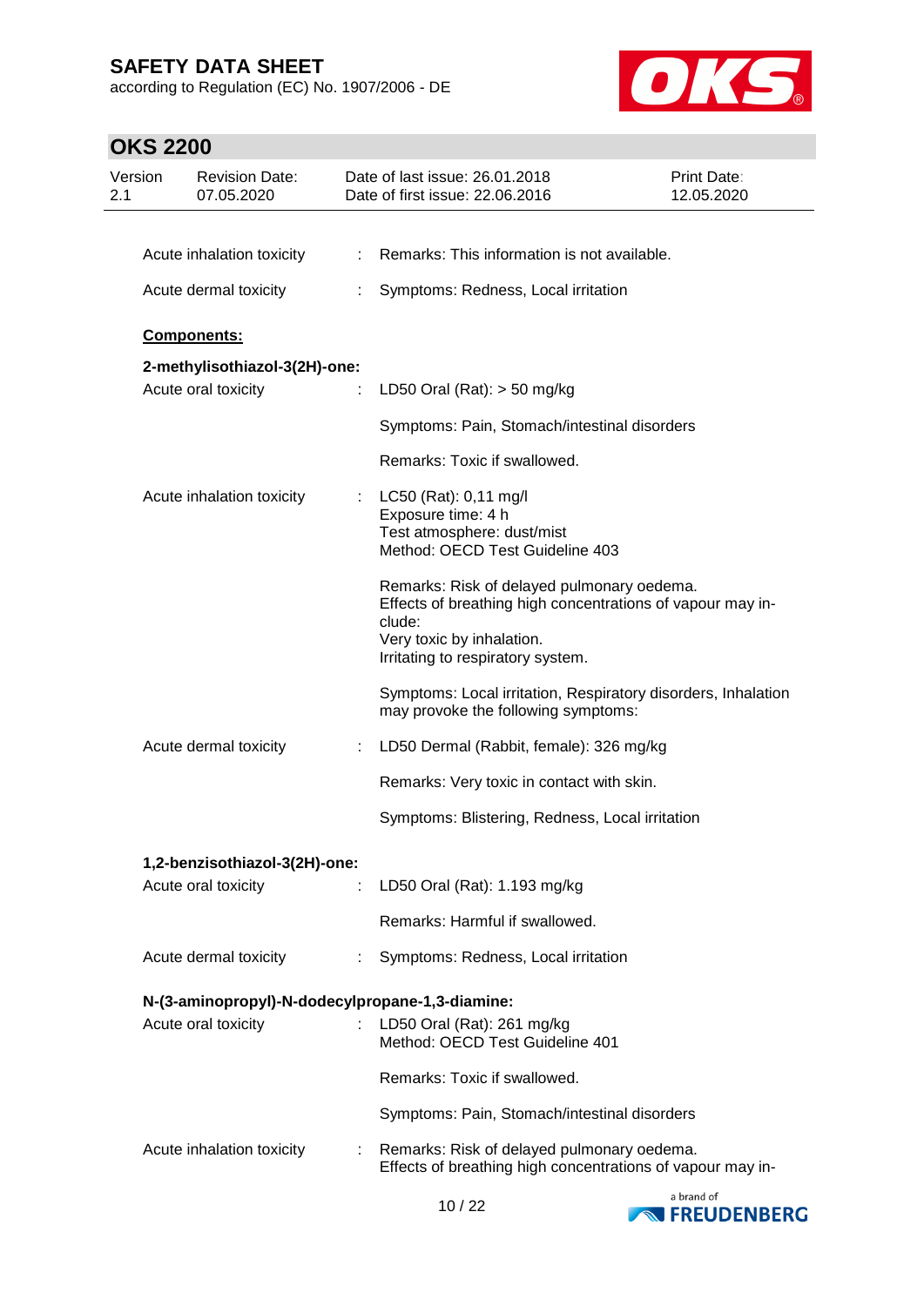Acute inhalation toxicity : Remarks: This information is not available.

Acute dermal toxicity : Symptoms: Redness, Local irritation

**Components:**

**2-methylisothiazol-3(2H)-one:**

Acute oral toxicity : LD50 Oral (Rat): > 50 mg/kg

Symptoms: Pain, Stomach/intestinal disorders

Remarks: Toxic if swallowed.

Acute inhalation toxicity : LC50 (Rat): 0,11 mg/l
Exposure time: 4 h
Test atmosphere: dust/mist
Method: OECD Test Guideline 403

Remarks: Risk of delayed pulmonary oedema.
Effects of breathing high concentrations of vapour may include:
Very toxic by inhalation.
Irritating to respiratory system.

Symptoms: Local irritation, Respiratory disorders, Inhalation may provoke the following symptoms:

Acute dermal toxicity : LD50 Dermal (Rabbit, female): 326 mg/kg

Remarks: Very toxic in contact with skin.

Symptoms: Blistering, Redness, Local irritation

**1,2-benzisothiazol-3(2H)-one:**

Acute oral toxicity : LD50 Oral (Rat): 1.193 mg/kg

Remarks: Harmful if swallowed.

Acute dermal toxicity : Symptoms: Redness, Local irritation

**N-(3-aminopropyl)-N-dodecylpropane-1,3-diamine:**

Acute oral toxicity : LD50 Oral (Rat): 261 mg/kg
Method: OECD Test Guideline 401

Remarks: Toxic if swallowed.

Symptoms: Pain, Stomach/intestinal disorders

Acute inhalation toxicity : Remarks: Risk of delayed pulmonary oedema.
Effects of breathing high concentrations of vapour may in-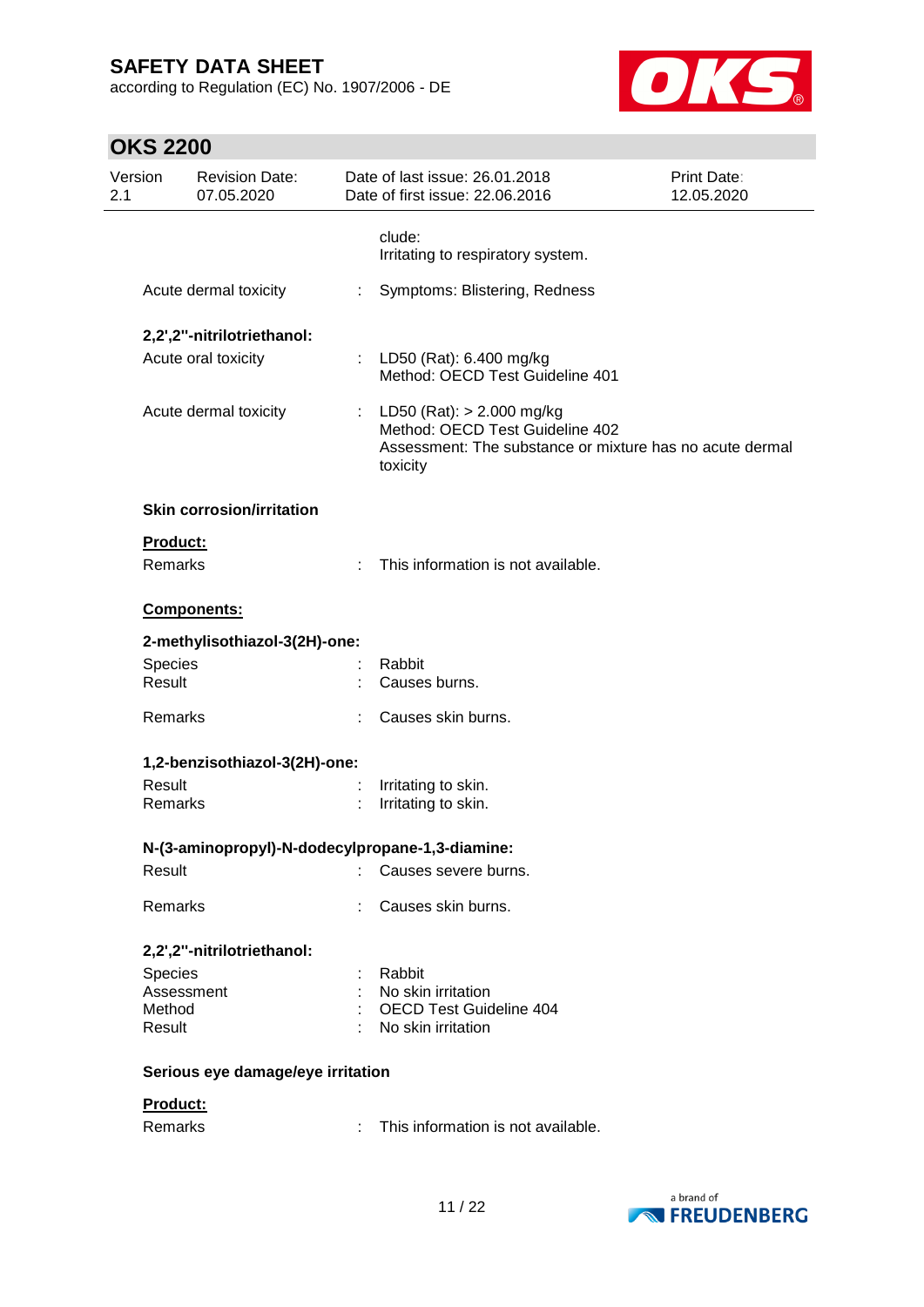clude:
Irritating to respiratory system.

Acute dermal toxicity : Symptoms: Blistering, Redness

**2,2',2''-nitrilotriethanol:**

Acute oral toxicity : LD50 (Rat): 6.400 mg/kg
Method: OECD Test Guideline 401

Acute dermal toxicity : LD50 (Rat): > 2.000 mg/kg
Method: OECD Test Guideline 402
Assessment: The substance or mixture has no acute dermal toxicity

**Skin corrosion/irritation**

**Product:**

Remarks : This information is not available.

**Components:**

**2-methylisothiazol-3(2H)-one:**

Species : Rabbit
Result : Causes burns.

Remarks : Causes skin burns.

**1,2-benzisothiazol-3(2H)-one:**

Result : Irritating to skin.
Remarks : Irritating to skin.

**N-(3-aminopropyl)-N-dodecylpropane-1,3-diamine:**

Result : Causes severe burns.

Remarks : Causes skin burns.

**2,2',2''-nitrilotriethanol:**

Species : Rabbit
Assessment : No skin irritation
Method : OECD Test Guideline 404
Result : No skin irritation

**Serious eye damage/eye irritation**

**Product:**

Remarks : This information is not available.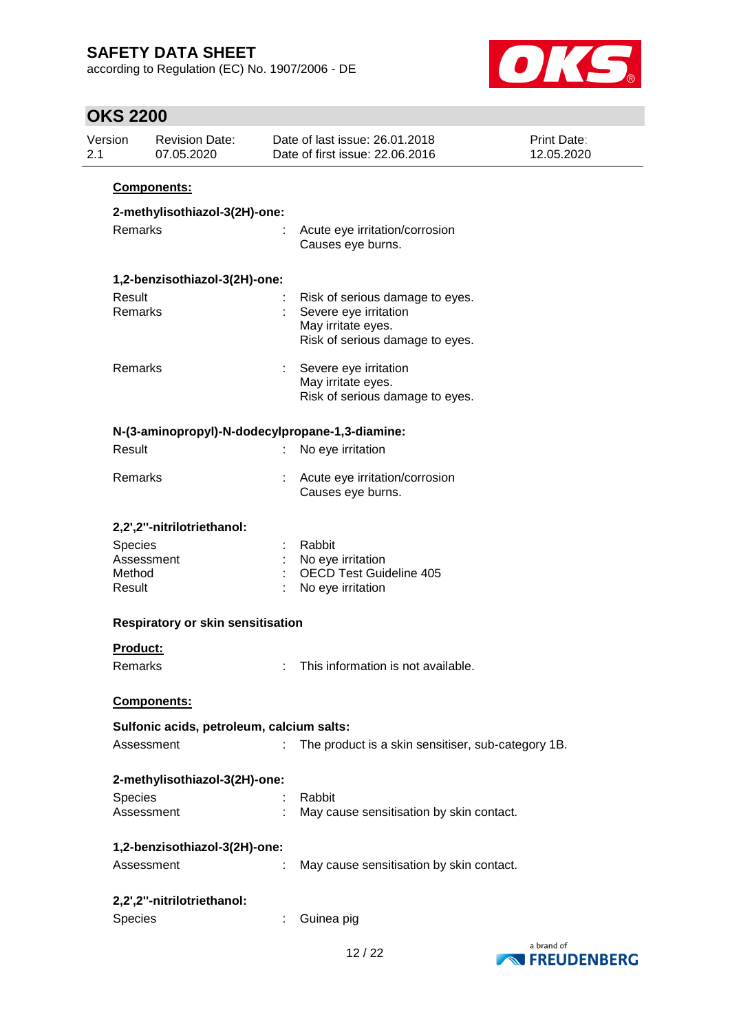**Components:**

**2-methylisothiazol-3(2H)-one:**

Remarks : Acute eye irritation/corrosion
Causes eye burns.

**1,2-benzisothiazol-3(2H)-one:**

Result : Risk of serious damage to eyes.
Remarks : Severe eye irritation
May irritate eyes.
Risk of serious damage to eyes.

Remarks : Severe eye irritation
May irritate eyes.
Risk of serious damage to eyes.

**N-(3-aminopropyl)-N-dodecylpropane-1,3-diamine:**

Result : No eye irritation

Remarks : Acute eye irritation/corrosion
Causes eye burns.

**2,2',2''-nitrilotriethanol:**

Species : Rabbit
Assessment : No eye irritation
Method : OECD Test Guideline 405
Result : No eye irritation

**Respiratory or skin sensitisation**

**Product:**

Remarks : This information is not available.

**Components:**

**Sulfonic acids, petroleum, calcium salts:**

Assessment : The product is a skin sensitiser, sub-category 1B.

**2-methylisothiazol-3(2H)-one:**

Species : Rabbit
Assessment : May cause sensitisation by skin contact.

**1,2-benzisothiazol-3(2H)-one:**

Assessment : May cause sensitisation by skin contact.

**2,2',2''-nitrilotriethanol:**

Species : Guinea pig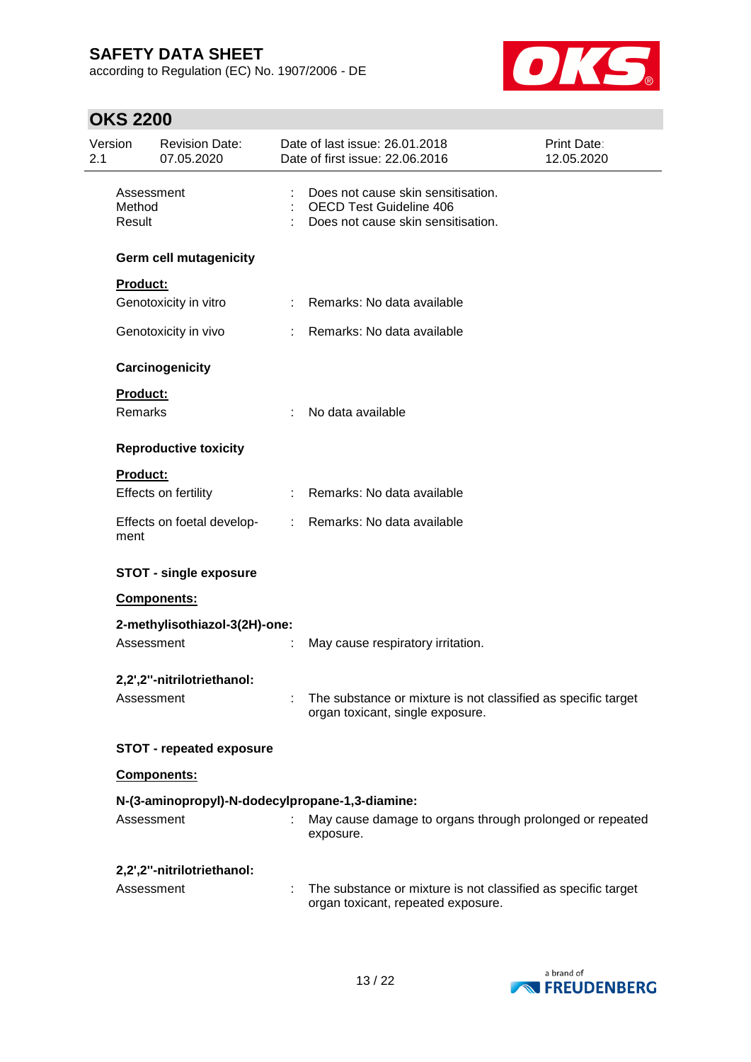| | | |
|---|---|---|
| Assessment | : | Does not cause skin sensitisation. |
| Method | : | OECD Test Guideline 406 |
| Result | : | Does not cause skin sensitisation. |

**Germ cell mutagenicity**

**Product:**

| | | |
|---|---|---|
| Genotoxicity in vitro | : | Remarks: No data available |
| Genotoxicity in vivo | : | Remarks: No data available |

**Carcinogenicity**

**Product:**

| | | |
|---|---|---|
| Remarks | : | No data available |

**Reproductive toxicity**

**Product:**

| | | |
|---|---|---|
| Effects on fertility | : | Remarks: No data available |
| Effects on foetal development | : | Remarks: No data available |

**STOT - single exposure**

**Components:**

**2-methylisothiazol-3(2H)-one:**

| | | |
|---|---|---|
| Assessment | : | May cause respiratory irritation. |

**2,2',2''-nitrilotriethanol:**

| | | |
|---|---|---|
| Assessment | : | The substance or mixture is not classified as specific target organ toxicant, single exposure. |

**STOT - repeated exposure**

**Components:**

**N-(3-aminopropyl)-N-dodecylpropane-1,3-diamine:**

| | | |
|---|---|---|
| Assessment | : | May cause damage to organs through prolonged or repeated exposure. |

**2,2',2''-nitrilotriethanol:**

| | | |
|---|---|---|
| Assessment | : | The substance or mixture is not classified as specific target organ toxicant, repeated exposure. |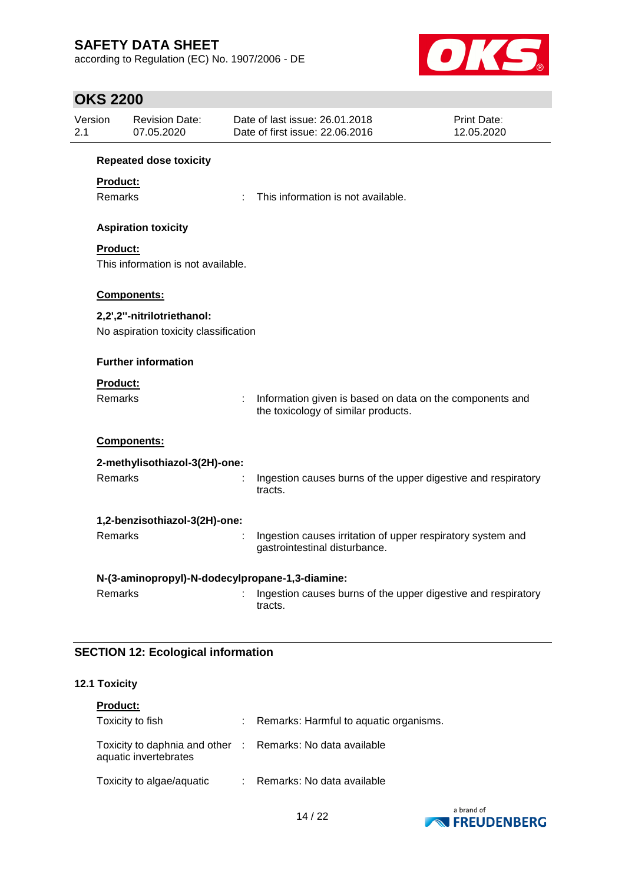**Repeated dose toxicity**

**Product:**

Remarks : This information is not available.

**Aspiration toxicity**

**Product:**

This information is not available.

**Components:**

**2,2',2''-nitrilotriethanol:**

No aspiration toxicity classification

**Further information**

**Product:**

Remarks : Information given is based on data on the components and the toxicology of similar products.

**Components:**

**2-methylisothiazol-3(2H)-one:**

Remarks : Ingestion causes burns of the upper digestive and respiratory tracts.

**1,2-benzisothiazol-3(2H)-one:**

Remarks : Ingestion causes irritation of upper respiratory system and gastrointestinal disturbance.

**N-(3-aminopropyl)-N-dodecylpropane-1,3-diamine:**

Remarks : Ingestion causes burns of the upper digestive and respiratory tracts.

## SECTION 12: Ecological information

### 12.1 Toxicity

**Product:**

Toxicity to fish : Remarks: Harmful to aquatic organisms.

Toxicity to daphnia and other aquatic invertebrates : Remarks: No data available

Toxicity to algae/aquatic : Remarks: No data available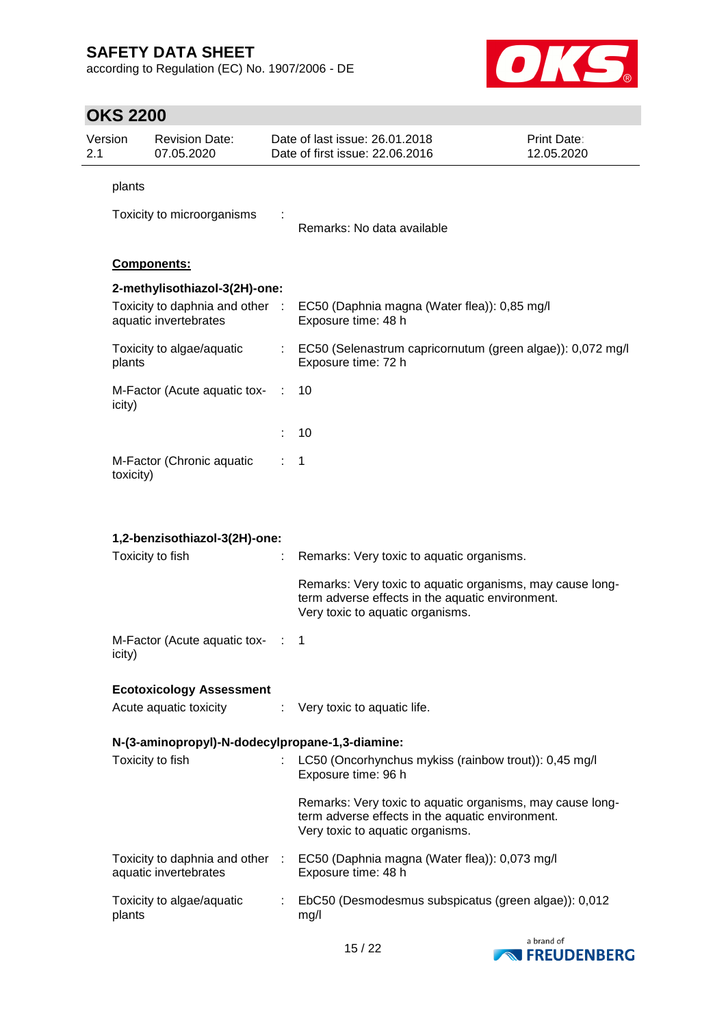plants

Toxicity to microorganisms : Remarks: No data available

**Components:**

**2-methylisothiazol-3(2H)-one:**

| | | |
|---|---|---|
| Toxicity to daphnia and other aquatic invertebrates | : | EC50 (Daphnia magna (Water flea)): 0,85 mg/l<br>Exposure time: 48 h |
| Toxicity to algae/aquatic plants | : | EC50 (Selenastrum capricornutum (green algae)): 0,072 mg/l<br>Exposure time: 72 h |
| M-Factor (Acute aquatic toxicity) | : | 10 |
| | : | 10 |
| M-Factor (Chronic aquatic toxicity) | : | 1 |

**1,2-benzisothiazol-3(2H)-one:**

| | | |
|---|---|---|
| Toxicity to fish | : | Remarks: Very toxic to aquatic organisms.<br><br>Remarks: Very toxic to aquatic organisms, may cause long-term adverse effects in the aquatic environment.<br>Very toxic to aquatic organisms. |
| M-Factor (Acute aquatic toxicity) | : | 1 |

**Ecotoxicology Assessment**

| | | |
|---|---|---|
| Acute aquatic toxicity | : | Very toxic to aquatic life. |

**N-(3-aminopropyl)-N-dodecylpropane-1,3-diamine:**

| | | |
|---|---|---|
| Toxicity to fish | : | LC50 (Oncorhynchus mykiss (rainbow trout)): 0,45 mg/l<br>Exposure time: 96 h<br><br>Remarks: Very toxic to aquatic organisms, may cause long-term adverse effects in the aquatic environment.<br>Very toxic to aquatic organisms. |
| Toxicity to daphnia and other aquatic invertebrates | : | EC50 (Daphnia magna (Water flea)): 0,073 mg/l<br>Exposure time: 48 h |
| Toxicity to algae/aquatic plants | : | EbC50 (Desmodesmus subspicatus (green algae)): 0,012 mg/l |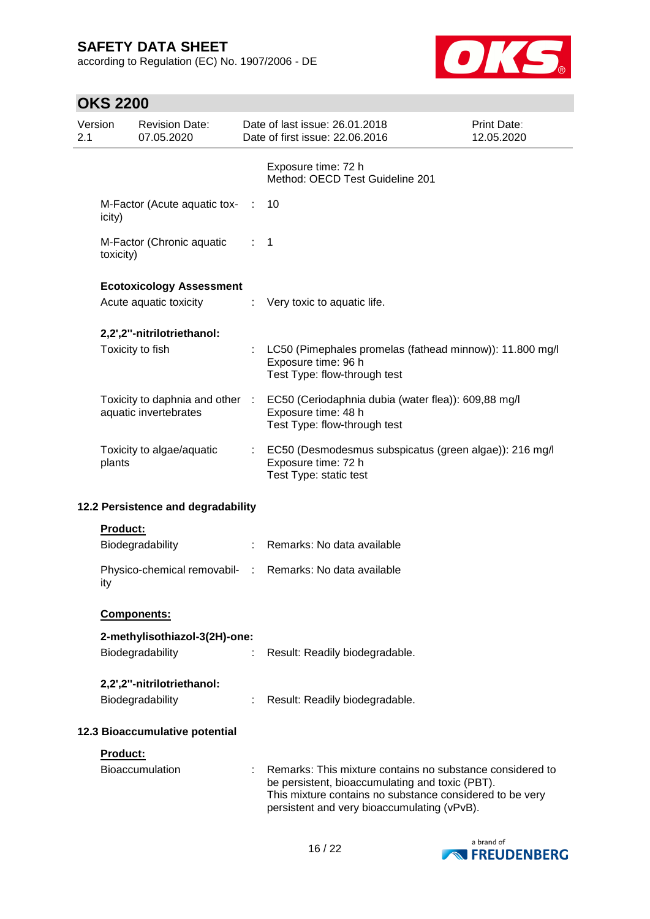Exposure time: 72 h
Method: OECD Test Guideline 201

M-Factor (Acute aquatic toxicity) : 10

M-Factor (Chronic aquatic toxicity) : 1

**Ecotoxicology Assessment**

Acute aquatic toxicity : Very toxic to aquatic life.

**2,2',2''-nitrilotriethanol:**

Toxicity to fish : LC50 (Pimephales promelas (fathead minnow)): 11.800 mg/l
Exposure time: 96 h
Test Type: flow-through test

Toxicity to daphnia and other aquatic invertebrates : EC50 (Ceriodaphnia dubia (water flea)): 609,88 mg/l
Exposure time: 48 h
Test Type: flow-through test

Toxicity to algae/aquatic plants : EC50 (Desmodesmus subspicatus (green algae)): 216 mg/l
Exposure time: 72 h
Test Type: static test

### 12.2 Persistence and degradability

**Product:**

Biodegradability : Remarks: No data available

Physico-chemical removability : Remarks: No data available

**Components:**

**2-methylisothiazol-3(2H)-one:**

Biodegradability : Result: Readily biodegradable.

**2,2',2''-nitrilotriethanol:**

Biodegradability : Result: Readily biodegradable.

### 12.3 Bioaccumulative potential

**Product:**

Bioaccumulation : Remarks: This mixture contains no substance considered to be persistent, bioaccumulating and toxic (PBT).
This mixture contains no substance considered to be very persistent and very bioaccumulating (vPvB).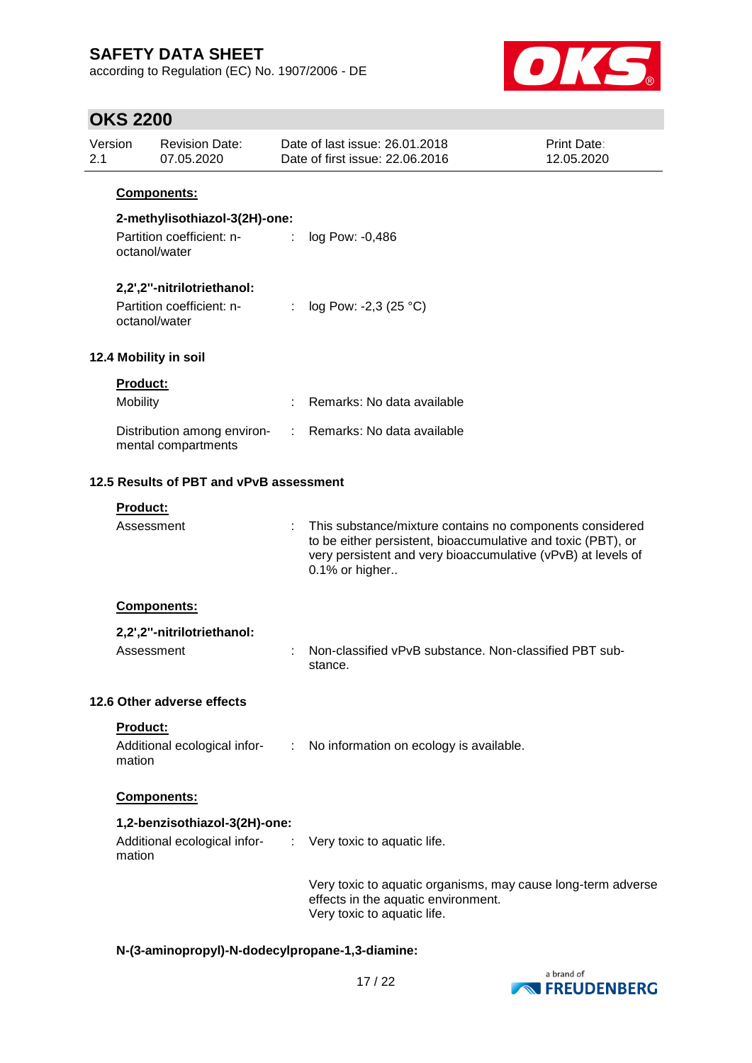**Components:**

**2-methylisothiazol-3(2H)-one:**

Partition coefficient: n-octanol/water : log Pow: -0,486

**2,2',2''-nitrilotriethanol:**

Partition coefficient: n-octanol/water : log Pow: -2,3 (25 °C)

### 12.4 Mobility in soil

**Product:**

Mobility : Remarks: No data available

Distribution among environmental compartments : Remarks: No data available

### 12.5 Results of PBT and vPvB assessment

**Product:**

Assessment : This substance/mixture contains no components considered to be either persistent, bioaccumulative and toxic (PBT), or very persistent and very bioaccumulative (vPvB) at levels of 0.1% or higher..

**Components:**

**2,2',2''-nitrilotriethanol:**

Assessment : Non-classified vPvB substance. Non-classified PBT substance.

### 12.6 Other adverse effects

**Product:**

Additional ecological information : No information on ecology is available.

**Components:**

**1,2-benzisothiazol-3(2H)-one:**

Additional ecological information : Very toxic to aquatic life.

Very toxic to aquatic organisms, may cause long-term adverse effects in the aquatic environment.
Very toxic to aquatic life.

**N-(3-aminopropyl)-N-dodecylpropane-1,3-diamine:**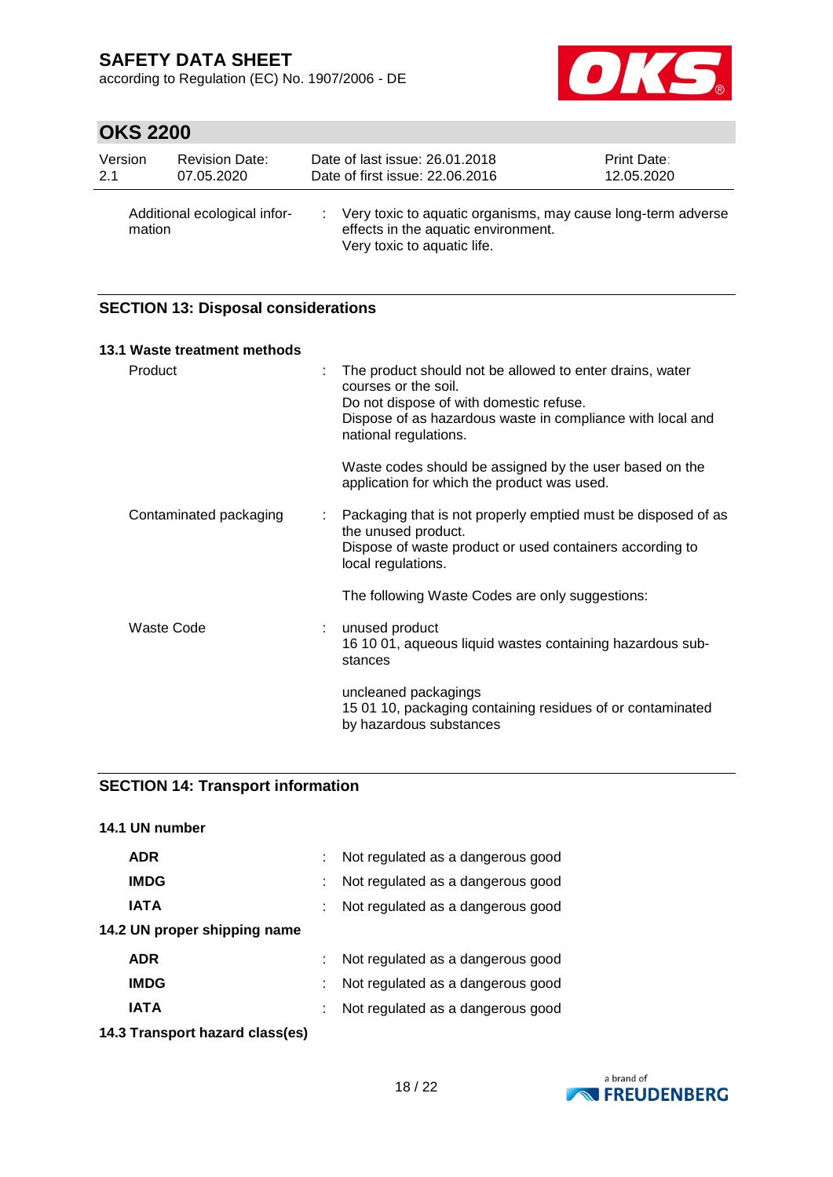| | |
|---|---|
| Additional ecological information | Very toxic to aquatic organisms, may cause long-term adverse effects in the aquatic environment.<br>Very toxic to aquatic life. |

## SECTION 13: Disposal considerations

### 13.1 Waste treatment methods

| | |
|---|---|
| Product | The product should not be allowed to enter drains, water courses or the soil.<br>Do not dispose of with domestic refuse.<br>Dispose of as hazardous waste in compliance with local and national regulations.<br><br>Waste codes should be assigned by the user based on the application for which the product was used. |
| Contaminated packaging | Packaging that is not properly emptied must be disposed of as the unused product.<br>Dispose of waste product or used containers according to local regulations.<br><br>The following Waste Codes are only suggestions: |
| Waste Code | unused product<br>16 10 01, aqueous liquid wastes containing hazardous substances<br><br>uncleaned packagings<br>15 01 10, packaging containing residues of or contaminated by hazardous substances |

## SECTION 14: Transport information

### 14.1 UN number

| | |
|---|---|
| **ADR** | Not regulated as a dangerous good |
| **IMDG** | Not regulated as a dangerous good |
| **IATA** | Not regulated as a dangerous good |

### 14.2 UN proper shipping name

| | |
|---|---|
| **ADR** | Not regulated as a dangerous good |
| **IMDG** | Not regulated as a dangerous good |
| **IATA** | Not regulated as a dangerous good |

### 14.3 Transport hazard class(es)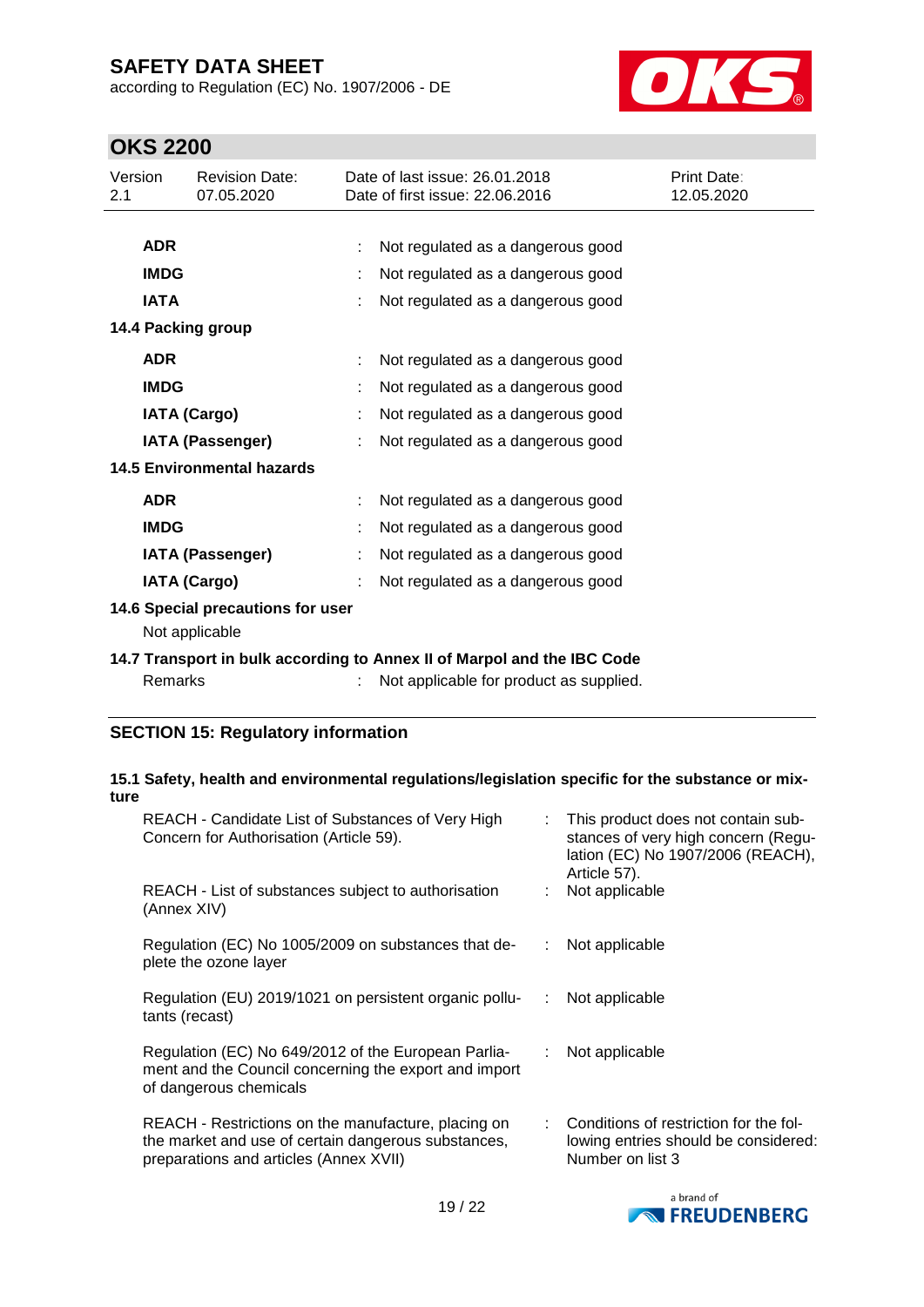| | | |
|---|---|---|
| **ADR** | : | Not regulated as a dangerous good |
| **IMDG** | : | Not regulated as a dangerous good |
| **IATA** | : | Not regulated as a dangerous good |

**14.4 Packing group**

| | | |
|---|---|---|
| **ADR** | : | Not regulated as a dangerous good |
| **IMDG** | : | Not regulated as a dangerous good |
| **IATA (Cargo)** | : | Not regulated as a dangerous good |
| **IATA (Passenger)** | : | Not regulated as a dangerous good |

**14.5 Environmental hazards**

| | | |
|---|---|---|
| **ADR** | : | Not regulated as a dangerous good |
| **IMDG** | : | Not regulated as a dangerous good |
| **IATA (Passenger)** | : | Not regulated as a dangerous good |
| **IATA (Cargo)** | : | Not regulated as a dangerous good |

**14.6 Special precautions for user**

Not applicable

**14.7 Transport in bulk according to Annex II of Marpol and the IBC Code**

Remarks : Not applicable for product as supplied.

## SECTION 15: Regulatory information

**15.1 Safety, health and environmental regulations/legislation specific for the substance or mixture**

| | | |
|---|---|---|
| REACH - Candidate List of Substances of Very High Concern for Authorisation (Article 59). | : | This product does not contain substances of very high concern (Regulation (EC) No 1907/2006 (REACH), Article 57). |
| REACH - List of substances subject to authorisation (Annex XIV) | : | Not applicable |
| Regulation (EC) No 1005/2009 on substances that deplete the ozone layer | : | Not applicable |
| Regulation (EU) 2019/1021 on persistent organic pollutants (recast) | : | Not applicable |
| Regulation (EC) No 649/2012 of the European Parliament and the Council concerning the export and import of dangerous chemicals | : | Not applicable |
| REACH - Restrictions on the manufacture, placing on the market and use of certain dangerous substances, preparations and articles (Annex XVII) | : | Conditions of restriction for the following entries should be considered: Number on list 3 |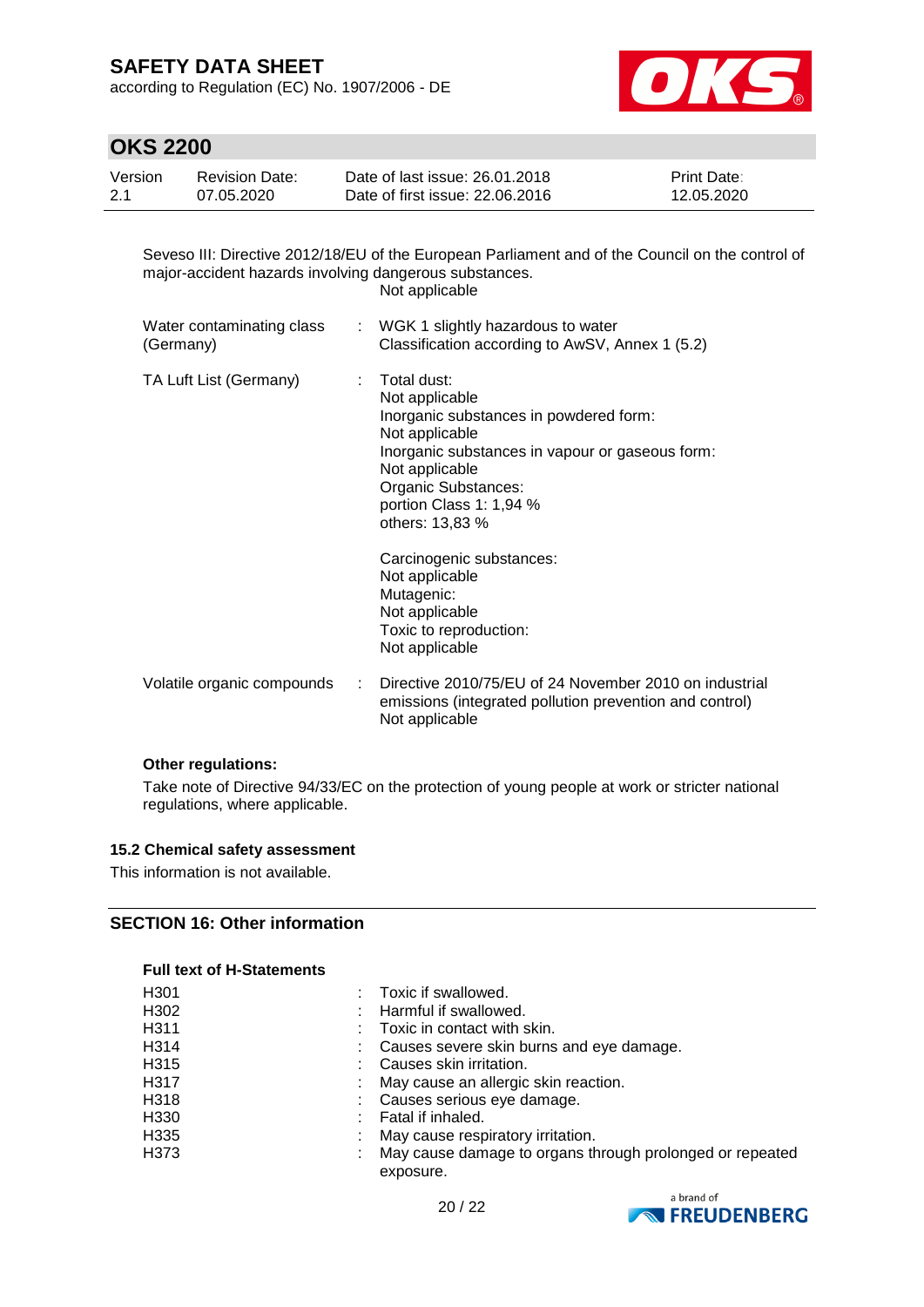Seveso III: Directive 2012/18/EU of the European Parliament and of the Council on the control of major-accident hazards involving dangerous substances.
Not applicable

| | | |
|---|---|---|
| Water contaminating class (Germany) | : | WGK 1 slightly hazardous to water<br>Classification according to AwSV, Annex 1 (5.2) |
| TA Luft List (Germany) | : | Total dust:<br>Not applicable<br>Inorganic substances in powdered form:<br>Not applicable<br>Inorganic substances in vapour or gaseous form:<br>Not applicable<br>Organic Substances:<br>portion Class 1: 1,94 %<br>others: 13,83 %<br><br>Carcinogenic substances:<br>Not applicable<br>Mutagenic:<br>Not applicable<br>Toxic to reproduction:<br>Not applicable |
| Volatile organic compounds | : | Directive 2010/75/EU of 24 November 2010 on industrial emissions (integrated pollution prevention and control)<br>Not applicable |

**Other regulations:**

Take note of Directive 94/33/EC on the protection of young people at work or stricter national regulations, where applicable.

### 15.2 Chemical safety assessment

This information is not available.

## SECTION 16: Other information

**Full text of H-Statements**

| | | |
|---|---|---|
| H301 | : | Toxic if swallowed. |
| H302 | : | Harmful if swallowed. |
| H311 | : | Toxic in contact with skin. |
| H314 | : | Causes severe skin burns and eye damage. |
| H315 | : | Causes skin irritation. |
| H317 | : | May cause an allergic skin reaction. |
| H318 | : | Causes serious eye damage. |
| H330 | : | Fatal if inhaled. |
| H335 | : | May cause respiratory irritation. |
| H373 | : | May cause damage to organs through prolonged or repeated exposure. |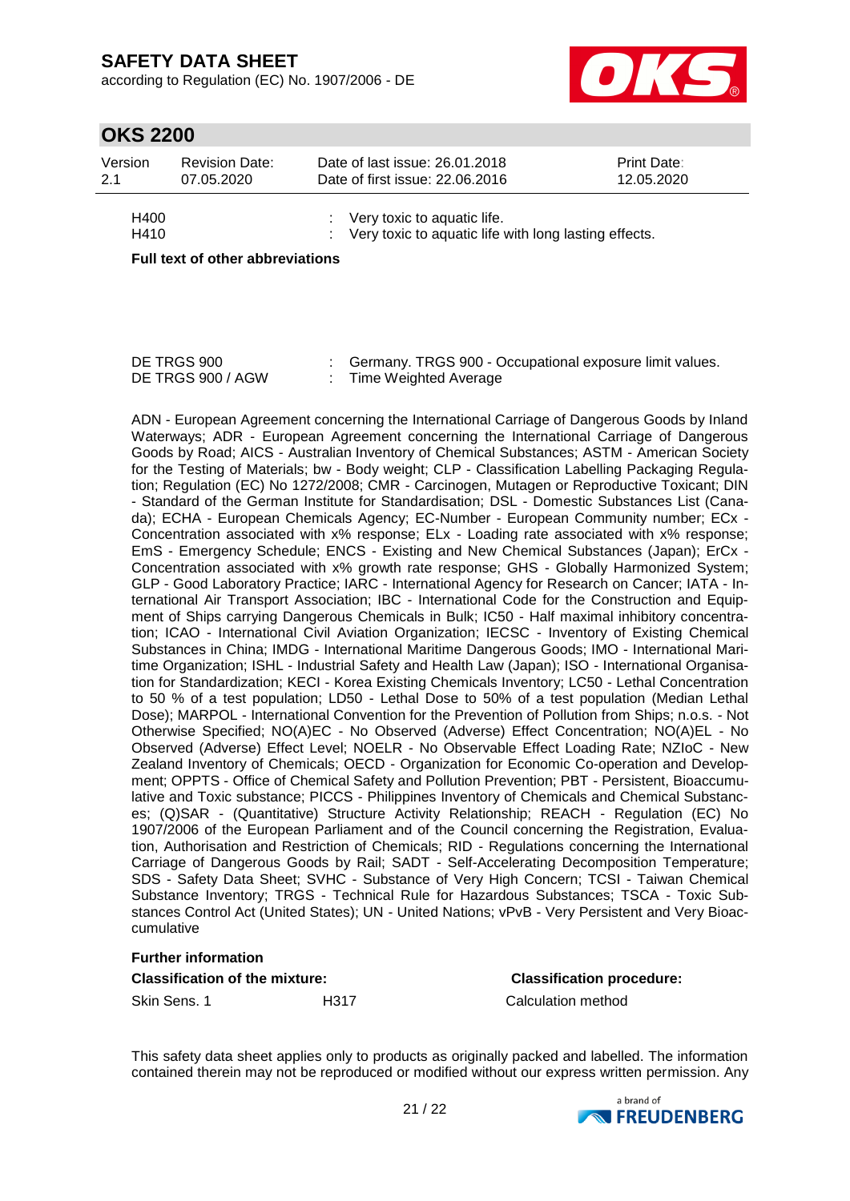| | |
|---|---|
| H400 | : Very toxic to aquatic life. |
| H410 | : Very toxic to aquatic life with long lasting effects. |

**Full text of other abbreviations**

| | |
|---|---|
| DE TRGS 900 | : Germany. TRGS 900 - Occupational exposure limit values. |
| DE TRGS 900 / AGW | : Time Weighted Average |

ADN - European Agreement concerning the International Carriage of Dangerous Goods by Inland Waterways; ADR - European Agreement concerning the International Carriage of Dangerous Goods by Road; AICS - Australian Inventory of Chemical Substances; ASTM - American Society for the Testing of Materials; bw - Body weight; CLP - Classification Labelling Packaging Regulation; Regulation (EC) No 1272/2008; CMR - Carcinogen, Mutagen or Reproductive Toxicant; DIN - Standard of the German Institute for Standardisation; DSL - Domestic Substances List (Canada); ECHA - European Chemicals Agency; EC-Number - European Community number; ECx - Concentration associated with x% response; ELx - Loading rate associated with x% response; EmS - Emergency Schedule; ENCS - Existing and New Chemical Substances (Japan); ErCx - Concentration associated with x% growth rate response; GHS - Globally Harmonized System; GLP - Good Laboratory Practice; IARC - International Agency for Research on Cancer; IATA - International Air Transport Association; IBC - International Code for the Construction and Equipment of Ships carrying Dangerous Chemicals in Bulk; IC50 - Half maximal inhibitory concentration; ICAO - International Civil Aviation Organization; IECSC - Inventory of Existing Chemical Substances in China; IMDG - International Maritime Dangerous Goods; IMO - International Maritime Organization; ISHL - Industrial Safety and Health Law (Japan); ISO - International Organisation for Standardization; KECI - Korea Existing Chemicals Inventory; LC50 - Lethal Concentration to 50 % of a test population; LD50 - Lethal Dose to 50% of a test population (Median Lethal Dose); MARPOL - International Convention for the Prevention of Pollution from Ships; n.o.s. - Not Otherwise Specified; NO(A)EC - No Observed (Adverse) Effect Concentration; NO(A)EL - No Observed (Adverse) Effect Level; NOELR - No Observable Effect Loading Rate; NZIoC - New Zealand Inventory of Chemicals; OECD - Organization for Economic Co-operation and Development; OPPTS - Office of Chemical Safety and Pollution Prevention; PBT - Persistent, Bioaccumulative and Toxic substance; PICCS - Philippines Inventory of Chemicals and Chemical Substances; (Q)SAR - (Quantitative) Structure Activity Relationship; REACH - Regulation (EC) No 1907/2006 of the European Parliament and of the Council concerning the Registration, Evaluation, Authorisation and Restriction of Chemicals; RID - Regulations concerning the International Carriage of Dangerous Goods by Rail; SADT - Self-Accelerating Decomposition Temperature; SDS - Safety Data Sheet; SVHC - Substance of Very High Concern; TCSI - Taiwan Chemical Substance Inventory; TRGS - Technical Rule for Hazardous Substances; TSCA - Toxic Substances Control Act (United States); UN - United Nations; vPvB - Very Persistent and Very Bioaccumulative

**Further information**

| **Classification of the mixture:** | | **Classification procedure:** |
|---|---|---|
| Skin Sens. 1 | H317 | Calculation method |

This safety data sheet applies only to products as originally packed and labelled. The information contained therein may not be reproduced or modified without our express written permission. Any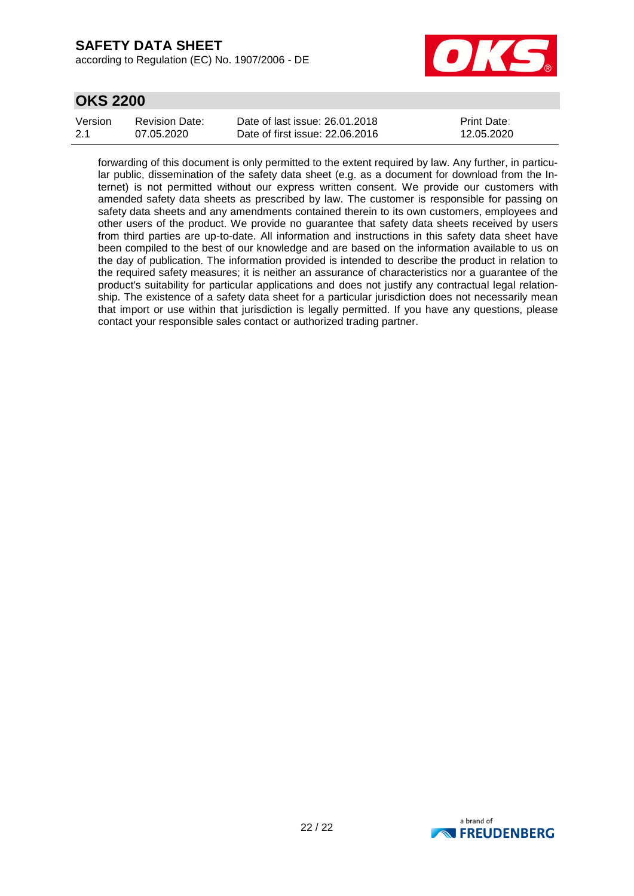forwarding of this document is only permitted to the extent required by law. Any further, in particular public, dissemination of the safety data sheet (e.g. as a document for download from the Internet) is not permitted without our express written consent. We provide our customers with amended safety data sheets as prescribed by law. The customer is responsible for passing on safety data sheets and any amendments contained therein to its own customers, employees and other users of the product. We provide no guarantee that safety data sheets received by users from third parties are up-to-date. All information and instructions in this safety data sheet have been compiled to the best of our knowledge and are based on the information available to us on the day of publication. The information provided is intended to describe the product in relation to the required safety measures; it is neither an assurance of characteristics nor a guarantee of the product's suitability for particular applications and does not justify any contractual legal relationship. The existence of a safety data sheet for a particular jurisdiction does not necessarily mean that import or use within that jurisdiction is legally permitted. If you have any questions, please contact your responsible sales contact or authorized trading partner.